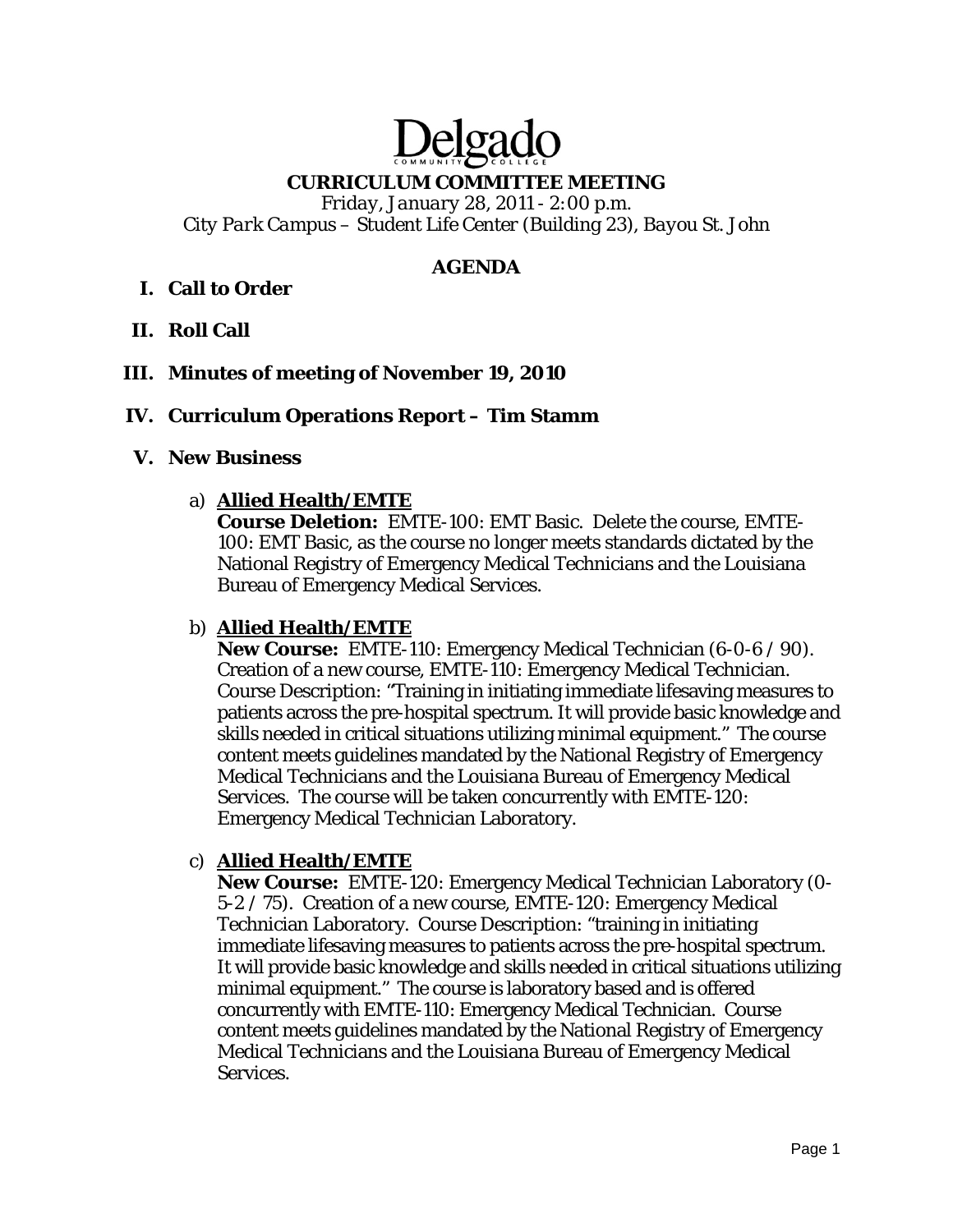# Delgado

## CURRICULUM COMMITTEE MEETING

*Friday, January 28, 2011 - 2:00 p.m.*
*City Park Campus – Student Life Center (Building 23), Bayou St. John*

### AGENDA

**I. Call to Order**

**II. Roll Call**

**III. Minutes of meeting of November 19, 2010**

**IV. Curriculum Operations Report – Tim Stamm**

**V. New Business**

a) **Allied Health/EMTE**
**Course Deletion:** EMTE-100: EMT Basic. Delete the course, EMTE-100: EMT Basic, as the course no longer meets standards dictated by the National Registry of Emergency Medical Technicians and the Louisiana Bureau of Emergency Medical Services.

b) **Allied Health/EMTE**
**New Course:** EMTE-110: Emergency Medical Technician (6-0-6 / 90). Creation of a new course, EMTE-110: Emergency Medical Technician. Course Description: "Training in initiating immediate lifesaving measures to patients across the pre-hospital spectrum. It will provide basic knowledge and skills needed in critical situations utilizing minimal equipment." The course content meets guidelines mandated by the National Registry of Emergency Medical Technicians and the Louisiana Bureau of Emergency Medical Services. The course will be taken concurrently with EMTE-120: Emergency Medical Technician Laboratory.

c) **Allied Health/EMTE**
**New Course:** EMTE-120: Emergency Medical Technician Laboratory (0-5-2 / 75). Creation of a new course, EMTE-120: Emergency Medical Technician Laboratory. Course Description: "training in initiating immediate lifesaving measures to patients across the pre-hospital spectrum. It will provide basic knowledge and skills needed in critical situations utilizing minimal equipment." The course is laboratory based and is offered concurrently with EMTE-110: Emergency Medical Technician. Course content meets guidelines mandated by the National Registry of Emergency Medical Technicians and the Louisiana Bureau of Emergency Medical Services.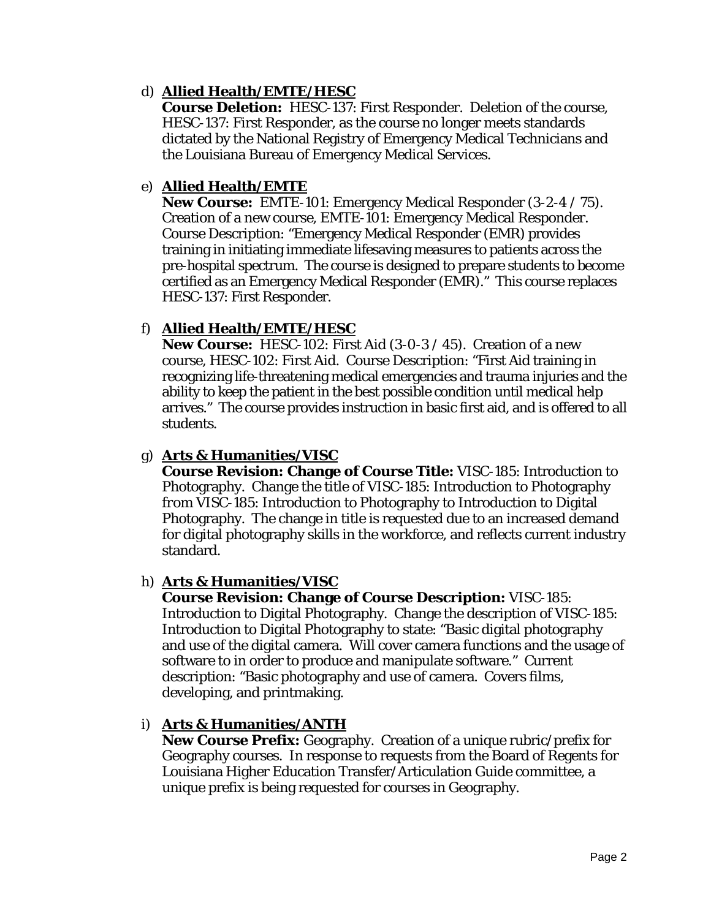d) **Allied Health/EMTE/HESC**
   **Course Deletion:** HESC-137: First Responder. Deletion of the course, HESC-137: First Responder, as the course no longer meets standards dictated by the National Registry of Emergency Medical Technicians and the Louisiana Bureau of Emergency Medical Services.

e) **Allied Health/EMTE**
   **New Course:** EMTE-101: Emergency Medical Responder (3-2-4 / 75). Creation of a new course, EMTE-101: Emergency Medical Responder. Course Description: "Emergency Medical Responder (EMR) provides training in initiating immediate lifesaving measures to patients across the pre-hospital spectrum. The course is designed to prepare students to become certified as an Emergency Medical Responder (EMR)." This course replaces HESC-137: First Responder.

f) **Allied Health/EMTE/HESC**
   **New Course:** HESC-102: First Aid (3-0-3 / 45). Creation of a new course, HESC-102: First Aid. Course Description: "First Aid training in recognizing life-threatening medical emergencies and trauma injuries and the ability to keep the patient in the best possible condition until medical help arrives." The course provides instruction in basic first aid, and is offered to all students.

g) **Arts & Humanities/VISC**
   **Course Revision: Change of Course Title:** VISC-185: Introduction to Photography. Change the title of VISC-185: Introduction to Photography from VISC-185: Introduction to Photography to Introduction to Digital Photography. The change in title is requested due to an increased demand for digital photography skills in the workforce, and reflects current industry standard.

h) **Arts & Humanities/VISC**
   **Course Revision: Change of Course Description:** VISC-185: Introduction to Digital Photography. Change the description of VISC-185: Introduction to Digital Photography to state: "Basic digital photography and use of the digital camera. Will cover camera functions and the usage of software to in order to produce and manipulate software." Current description: "Basic photography and use of camera. Covers films, developing, and printmaking.

i) **Arts & Humanities/ANTH**
   **New Course Prefix:** Geography. Creation of a unique rubric/prefix for Geography courses. In response to requests from the Board of Regents for Louisiana Higher Education Transfer/Articulation Guide committee, a unique prefix is being requested for courses in Geography.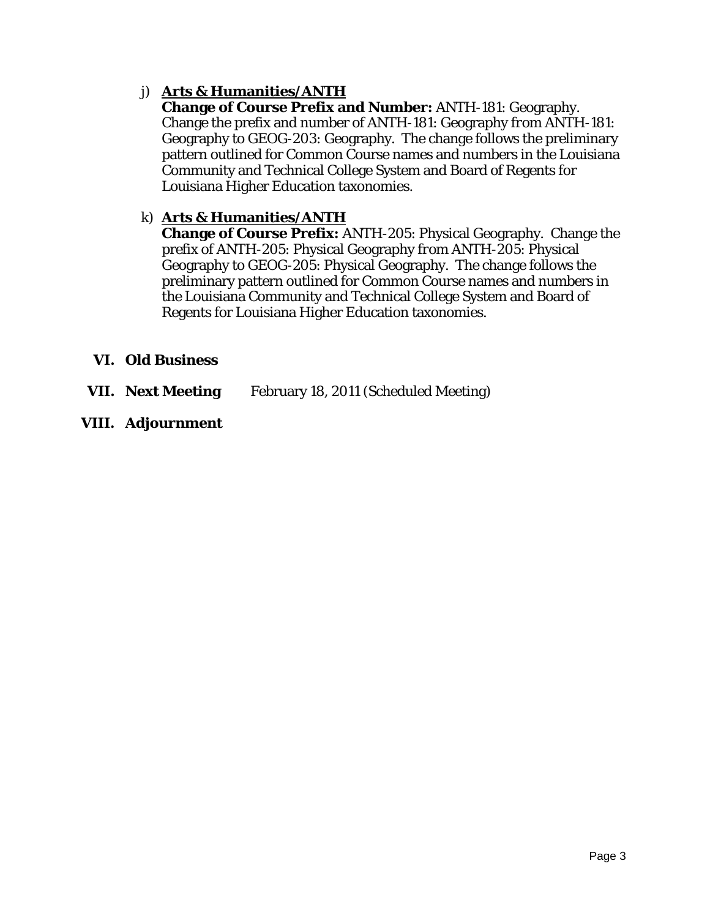j) **Arts & Humanities/ANTH**
   **Change of Course Prefix and Number:** ANTH-181: Geography. Change the prefix and number of ANTH-181: Geography from ANTH-181: Geography to GEOG-203: Geography. The change follows the preliminary pattern outlined for Common Course names and numbers in the Louisiana Community and Technical College System and Board of Regents for Louisiana Higher Education taxonomies.

k) **Arts & Humanities/ANTH**
   **Change of Course Prefix:** ANTH-205: Physical Geography. Change the prefix of ANTH-205: Physical Geography from ANTH-205: Physical Geography to GEOG-205: Physical Geography. The change follows the preliminary pattern outlined for Common Course names and numbers in the Louisiana Community and Technical College System and Board of Regents for Louisiana Higher Education taxonomies.

**VI. Old Business**

**VII. Next Meeting** February 18, 2011 (Scheduled Meeting)

**VIII. Adjournment**